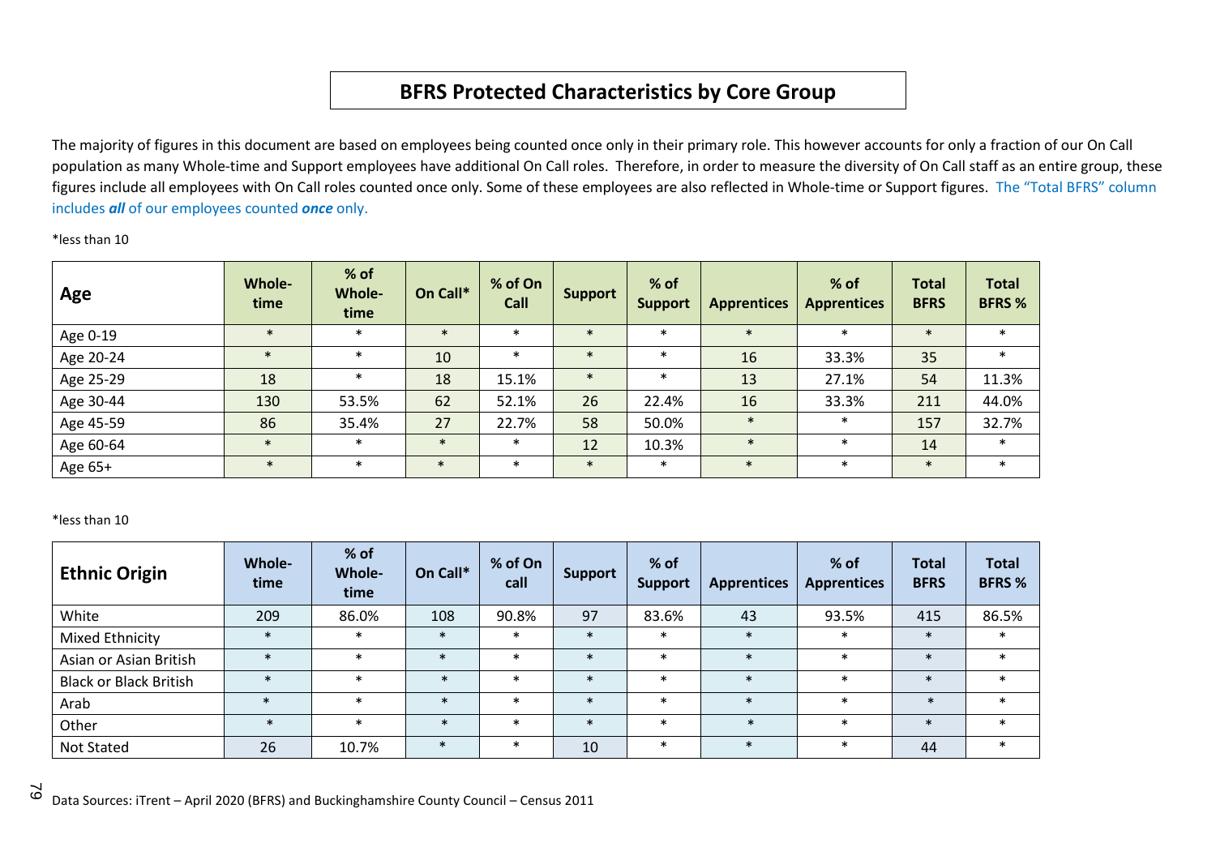# BFRS Protected Characteristics by Core Group

The majority of figures in this document are based on employees being counted once only in their primary role. This however accounts for only a fraction of our On Call population as many Whole-time and Support employees have additional On Call roles. Therefore, in order to measure the diversity of On Call staff as an entire group, these figures include all employees with On Call roles counted once only. Some of these employees are also reflected in Whole-time or Support figures. The "Total BFRS" column includes ***all*** of our employees counted ***once*** only.

*less than 10

| Age | Whole-time | % of Whole-time | On Call* | % of On Call | Support | % of Support | Apprentices | % of Apprentices | Total BFRS | Total BFRS % |
|---|---|---|---|---|---|---|---|---|---|---|
| Age 0-19 | * | * | * | * | * | * | * | * | * | * |
| Age 20-24 | * | * | 10 | * | * | * | 16 | 33.3% | 35 | * |
| Age 25-29 | 18 | * | 18 | 15.1% | * | * | 13 | 27.1% | 54 | 11.3% |
| Age 30-44 | 130 | 53.5% | 62 | 52.1% | 26 | 22.4% | 16 | 33.3% | 211 | 44.0% |
| Age 45-59 | 86 | 35.4% | 27 | 22.7% | 58 | 50.0% | * | * | 157 | 32.7% |
| Age 60-64 | * | * | * | * | 12 | 10.3% | * | * | 14 | * |
| Age 65+ | * | * | * | * | * | * | * | * | * | * |

*less than 10

| Ethnic Origin | Whole-time | % of Whole-time | On Call* | % of On call | Support | % of Support | Apprentices | % of Apprentices | Total BFRS | Total BFRS % |
|---|---|---|---|---|---|---|---|---|---|---|
| White | 209 | 86.0% | 108 | 90.8% | 97 | 83.6% | 43 | 93.5% | 415 | 86.5% |
| Mixed Ethnicity | * | * | * | * | * | * | * | * | * | * |
| Asian or Asian British | * | * | * | * | * | * | * | * | * | * |
| Black or Black British | * | * | * | * | * | * | * | * | * | * |
| Arab | * | * | * | * | * | * | * | * | * | * |
| Other | * | * | * | * | * | * | * | * | * | * |
| Not Stated | 26 | 10.7% | * | * | 10 | * | * | * | 44 | * |

Data Sources: iTrent – April 2020 (BFRS) and Buckinghamshire County Council – Census 2011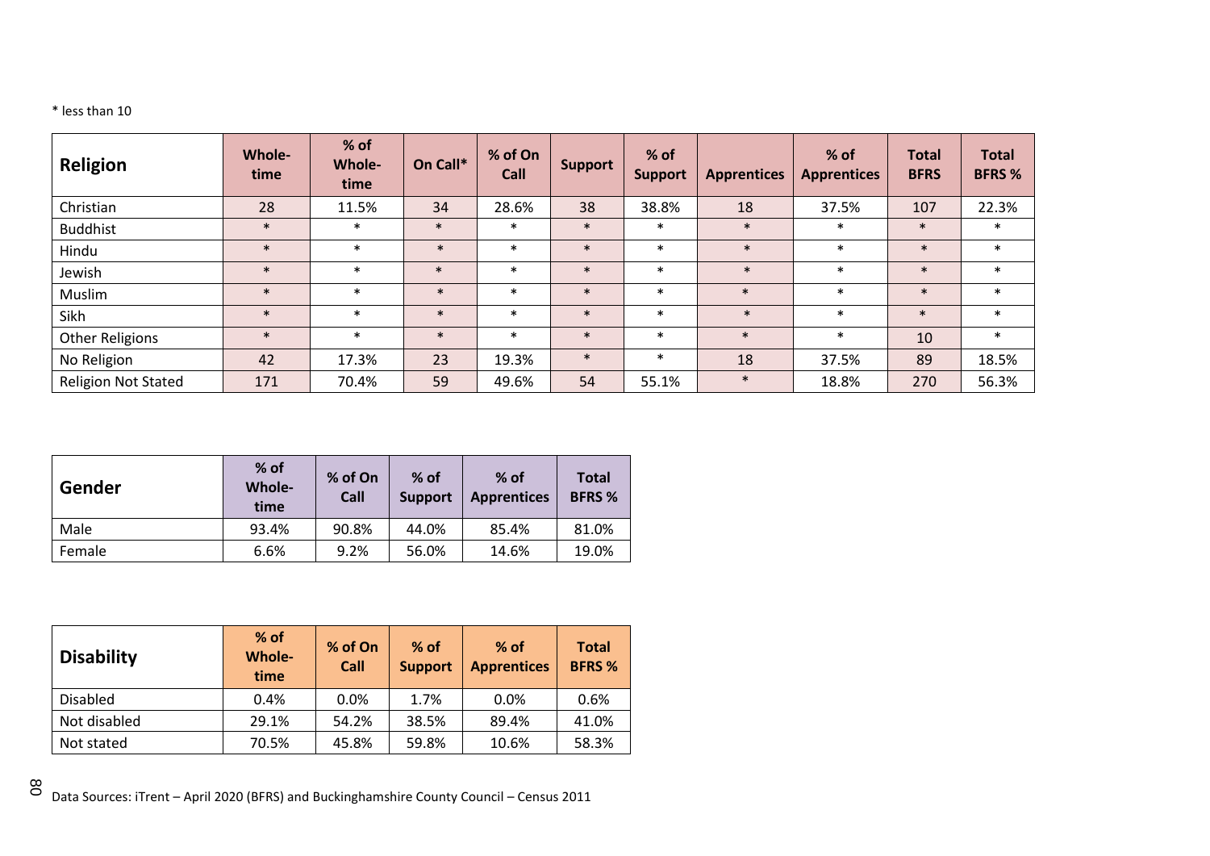* less than 10

| Religion | Whole-time | % of Whole-time | On Call* | % of On Call | Support | % of Support | Apprentices | % of Apprentices | Total BFRS | Total BFRS % |
|---|---|---|---|---|---|---|---|---|---|---|
| Christian | 28 | 11.5% | 34 | 28.6% | 38 | 38.8% | 18 | 37.5% | 107 | 22.3% |
| Buddhist | * | * | * | * | * | * | * | * | * | * |
| Hindu | * | * | * | * | * | * | * | * | * | * |
| Jewish | * | * | * | * | * | * | * | * | * | * |
| Muslim | * | * | * | * | * | * | * | * | * | * |
| Sikh | * | * | * | * | * | * | * | * | * | * |
| Other Religions | * | * | * | * | * | * | * | * | 10 | * |
| No Religion | 42 | 17.3% | 23 | 19.3% | * | * | 18 | 37.5% | 89 | 18.5% |
| Religion Not Stated | 171 | 70.4% | 59 | 49.6% | 54 | 55.1% | * | 18.8% | 270 | 56.3% |

| Gender | % of Whole-time | % of On Call | % of Support | % of Apprentices | Total BFRS % |
|---|---|---|---|---|---|
| Male | 93.4% | 90.8% | 44.0% | 85.4% | 81.0% |
| Female | 6.6% | 9.2% | 56.0% | 14.6% | 19.0% |

| Disability | % of Whole-time | % of On Call | % of Support | % of Apprentices | Total BFRS % |
|---|---|---|---|---|---|
| Disabled | 0.4% | 0.0% | 1.7% | 0.0% | 0.6% |
| Not disabled | 29.1% | 54.2% | 38.5% | 89.4% | 41.0% |
| Not stated | 70.5% | 45.8% | 59.8% | 10.6% | 58.3% |

Data Sources: iTrent – April 2020 (BFRS) and Buckinghamshire County Council – Census 2011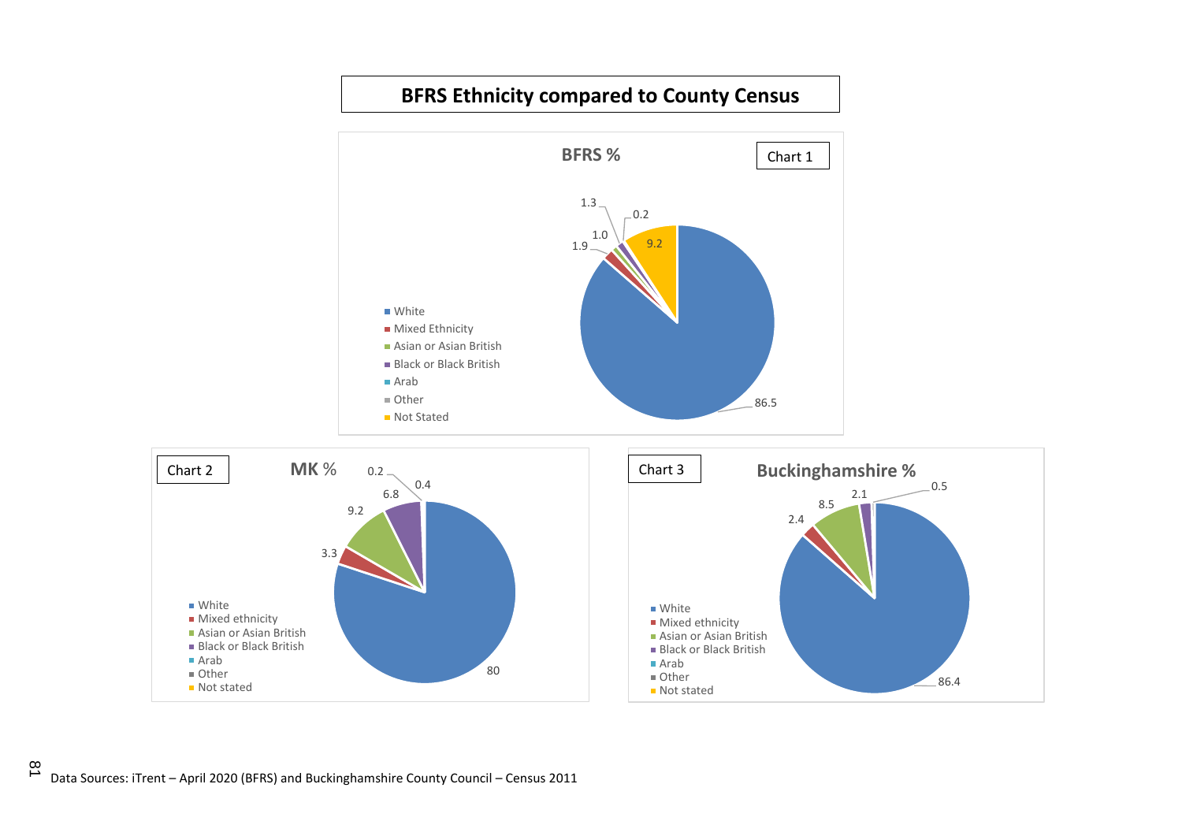# BFRS Ethnicity compared to County Census

BFRS %

Chart 1

1.3
0.2
1.0
9.2
1.9
86.5

- White
- Mixed Ethnicity
- Asian or Asian British
- Black or Black British
- Arab
- Other
- Not Stated

Chart 2

MK %

0.2
0.4
6.8
9.2
3.3
80

- White
- Mixed ethnicity
- Asian or Asian British
- Black or Black British
- Arab
- Other
- Not stated

Chart 3

Buckinghamshire %

0.5
2.1
8.5
2.4
86.4

- White
- Mixed ethnicity
- Asian or Asian British
- Black or Black British
- Arab
- Other
- Not stated

Data Sources: iTrent – April 2020 (BFRS) and Buckinghamshire County Council – Census 2011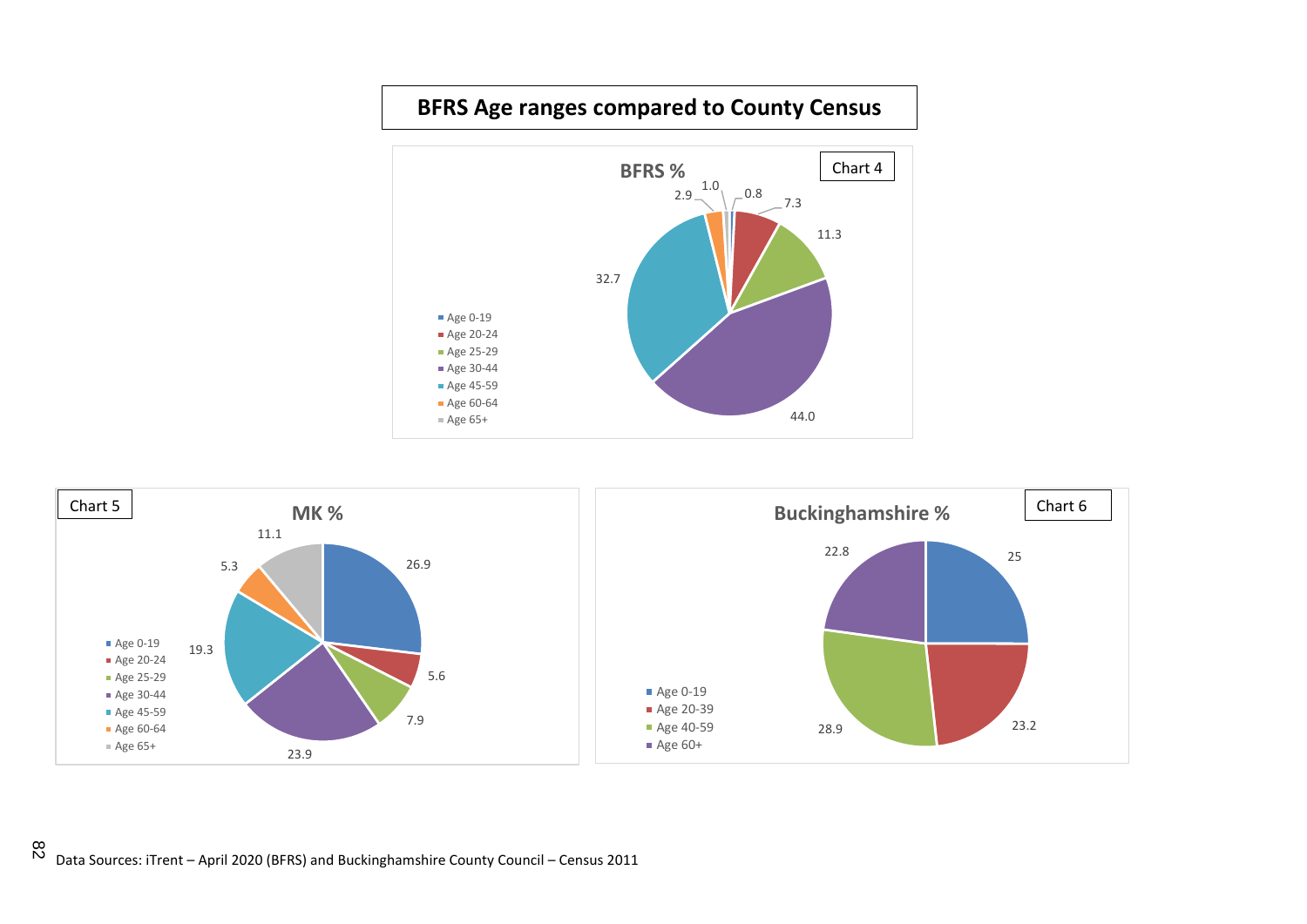# BFRS Age ranges compared to County Census

BFRS %

Chart 4

- Age 0-19
- Age 20-24
- Age 25-29
- Age 30-44
- Age 45-59
- Age 60-64
- Age 65+

0.8
7.3
11.3
44.0
32.7
2.9
1.0

Chart 5

MK %

- Age 0-19
- Age 20-24
- Age 25-29
- Age 30-44
- Age 45-59
- Age 60-64
- Age 65+

26.9
5.6
7.9
23.9
19.3
5.3
11.1

Buckinghamshire %

Chart 6

- Age 0-19
- Age 20-39
- Age 40-59
- Age 60+

25
23.2
28.9
22.8

Data Sources: iTrent – April 2020 (BFRS) and Buckinghamshire County Council – Census 2011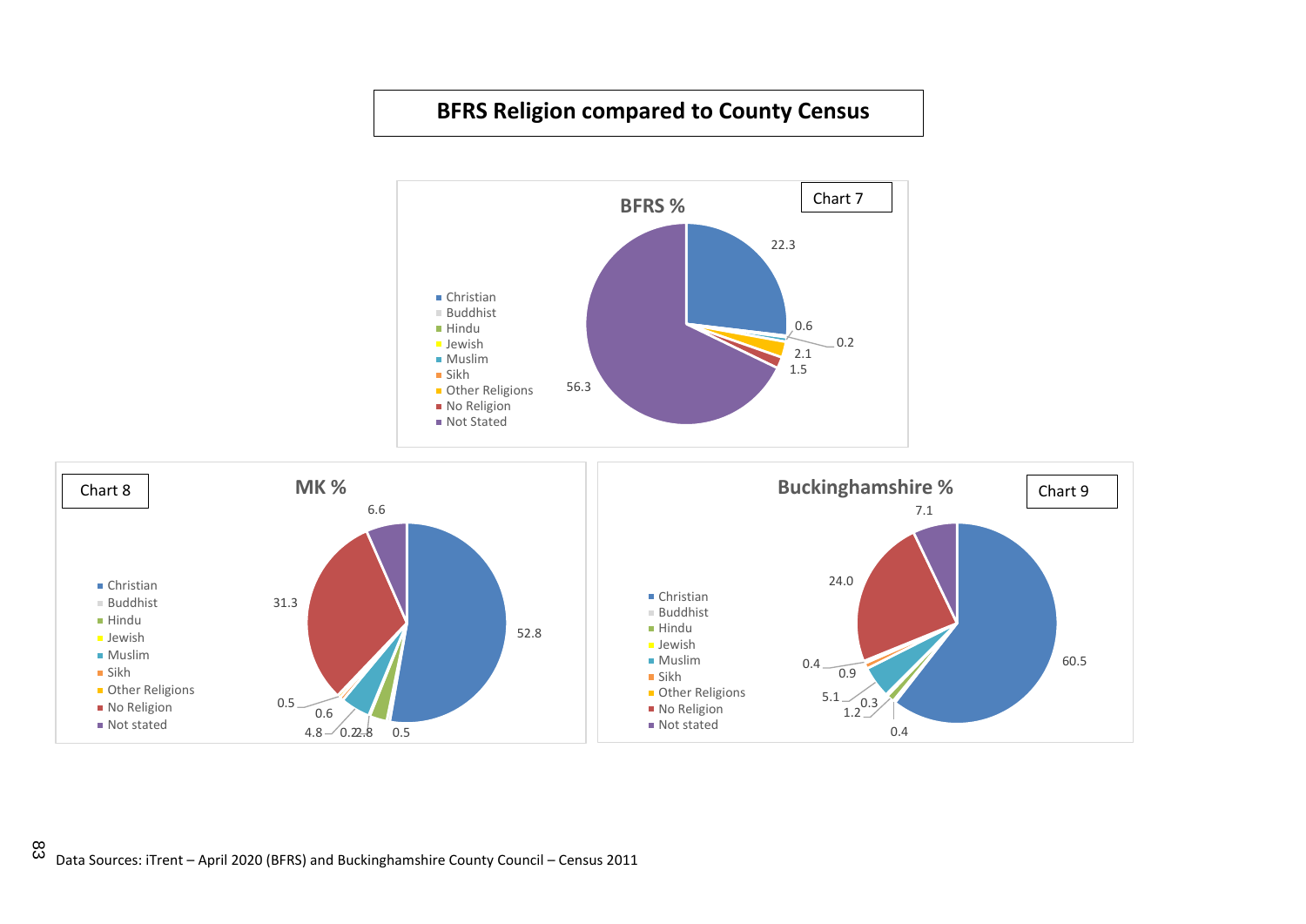# BFRS Religion compared to County Census

Chart 7

**BFRS %**

- Christian
- Buddhist
- Hindu
- Jewish
- Muslim
- Sikh
- Other Religions
- No Religion
- Not Stated

22.3, 0.6, 0.2, 2.1, 1.5, 56.3

Chart 8

**MK %**

- Christian
- Buddhist
- Hindu
- Jewish
- Muslim
- Sikh
- Other Religions
- No Religion
- Not stated

6.6, 52.8, 31.3, 0.5, 0.6, 4.8, 0.2, 2.8, 0.5

**Buckinghamshire %**

Chart 9

- Christian
- Buddhist
- Hindu
- Jewish
- Muslim
- Sikh
- Other Religions
- No Religion
- Not stated

7.1, 24.0, 60.5, 0.4, 0.9, 5.1, 0.3, 1.2, 0.4

Data Sources: iTrent – April 2020 (BFRS) and Buckinghamshire County Council – Census 2011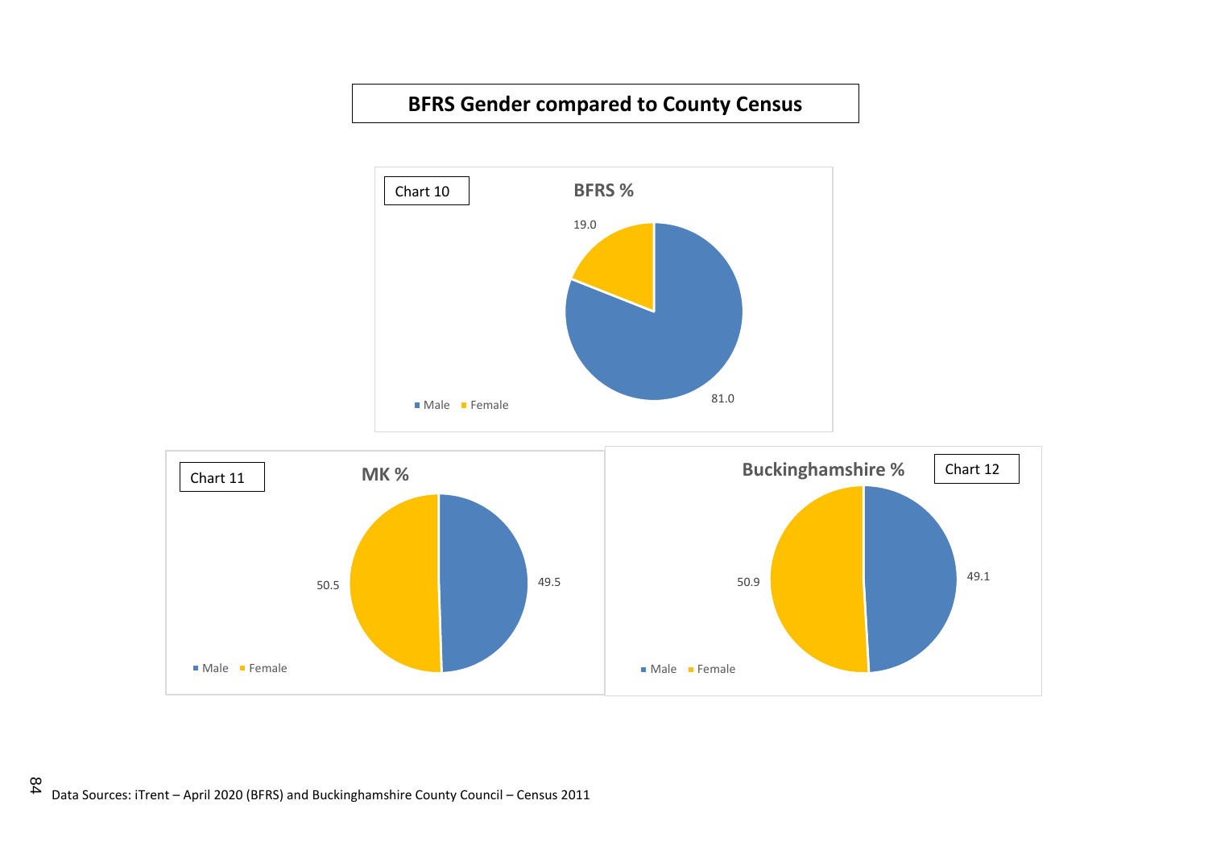# BFRS Gender compared to County Census

Chart 10

**BFRS %**

| | % |
|---|---|
| Male | 81.0 |
| Female | 19.0 |

Chart 11

**MK %**

| | % |
|---|---|
| Male | 49.5 |
| Female | 50.5 |

Chart 12

**Buckinghamshire %**

| | % |
|---|---|
| Male | 49.1 |
| Female | 50.9 |

Data Sources: iTrent – April 2020 (BFRS) and Buckinghamshire County Council – Census 2011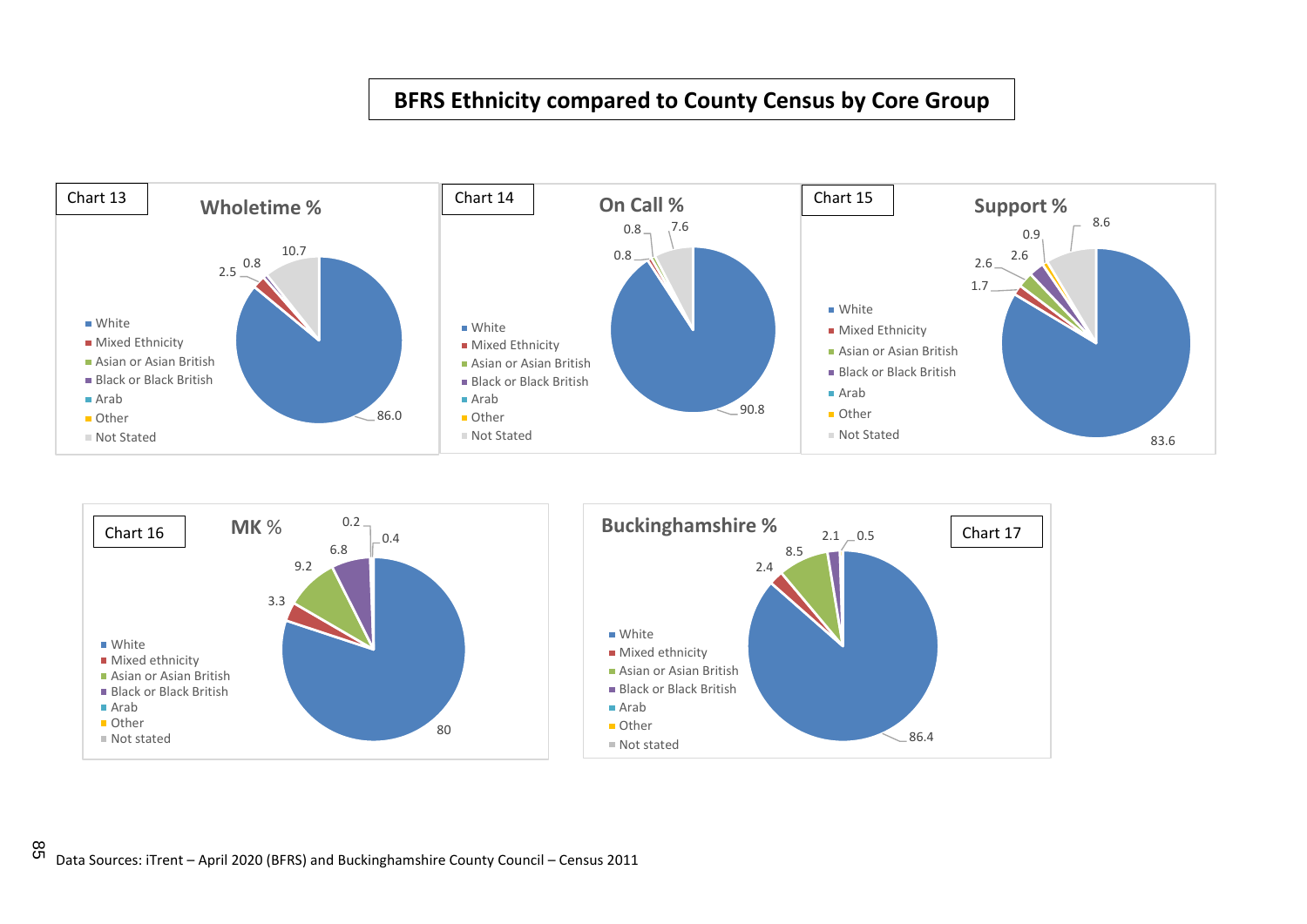# BFRS Ethnicity compared to County Census by Core Group

Chart 13

**Wholetime %**

- White
- Mixed Ethnicity
- Asian or Asian British
- Black or Black British
- Arab
- Other
- Not Stated

86.0
2.5
0.8
10.7

Chart 14

**On Call %**

- White
- Mixed Ethnicity
- Asian or Asian British
- Black or Black British
- Arab
- Other
- Not Stated

90.8
0.8
0.8
7.6

Chart 15

**Support %**

- White
- Mixed Ethnicity
- Asian or Asian British
- Black or Black British
- Arab
- Other
- Not Stated

83.6
1.7
2.6
2.6
0.9
8.6

Chart 16

**MK %**

- White
- Mixed ethnicity
- Asian or Asian British
- Black or Black British
- Arab
- Other
- Not stated

80
3.3
9.2
6.8
0.2
0.4

Chart 17

**Buckinghamshire %**

- White
- Mixed ethnicity
- Asian or Asian British
- Black or Black British
- Arab
- Other
- Not stated

86.4
2.4
8.5
2.1
0.5

Data Sources: iTrent – April 2020 (BFRS) and Buckinghamshire County Council – Census 2011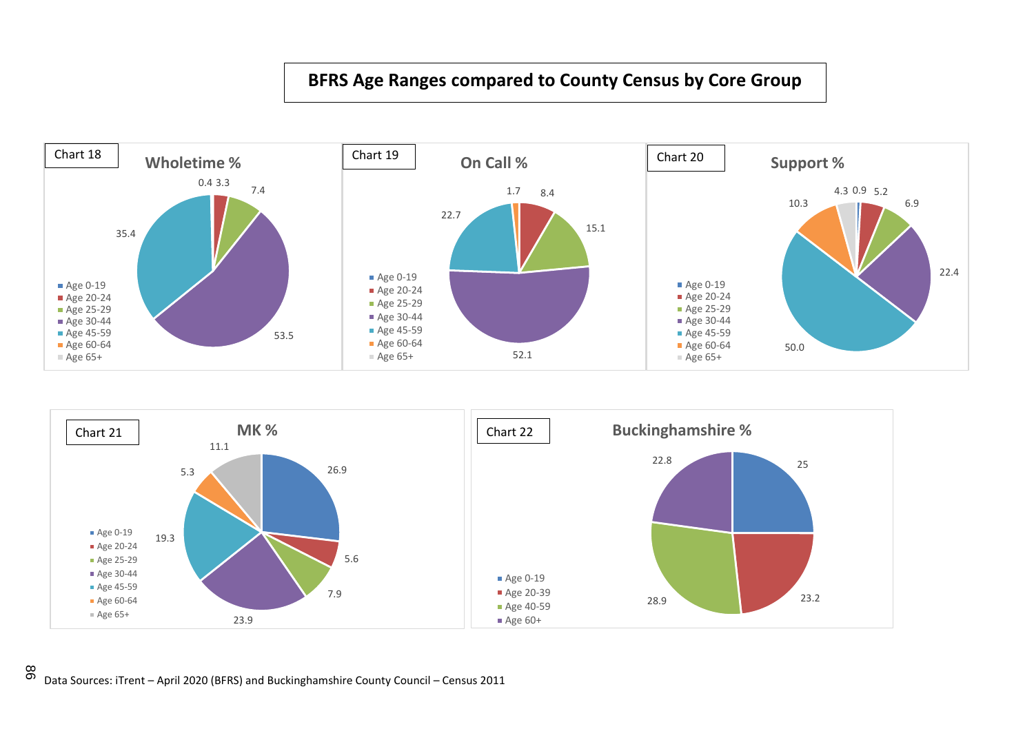# BFRS Age Ranges compared to County Census by Core Group

Chart 18

**Wholetime %**

0.4 3.3
7.4
35.4
53.5

Age 0-19
Age 20-24
Age 25-29
Age 30-44
Age 45-59
Age 60-64
Age 65+

Chart 19

**On Call %**

1.7
8.4
22.7
15.1
52.1

Age 0-19
Age 20-24
Age 25-29
Age 30-44
Age 45-59
Age 60-64
Age 65+

Chart 20

**Support %**

4.3 0.9 5.2
10.3
6.9
22.4
50.0

Age 0-19
Age 20-24
Age 25-29
Age 30-44
Age 45-59
Age 60-64
Age 65+

Chart 21

**MK %**

11.1
5.3
26.9
19.3
5.6
7.9
23.9

Age 0-19
Age 20-24
Age 25-29
Age 30-44
Age 45-59
Age 60-64
Age 65+

Chart 22

**Buckinghamshire %**

22.8
25
28.9
23.2

Age 0-19
Age 20-39
Age 40-59
Age 60+

Data Sources: iTrent – April 2020 (BFRS) and Buckinghamshire County Council – Census 2011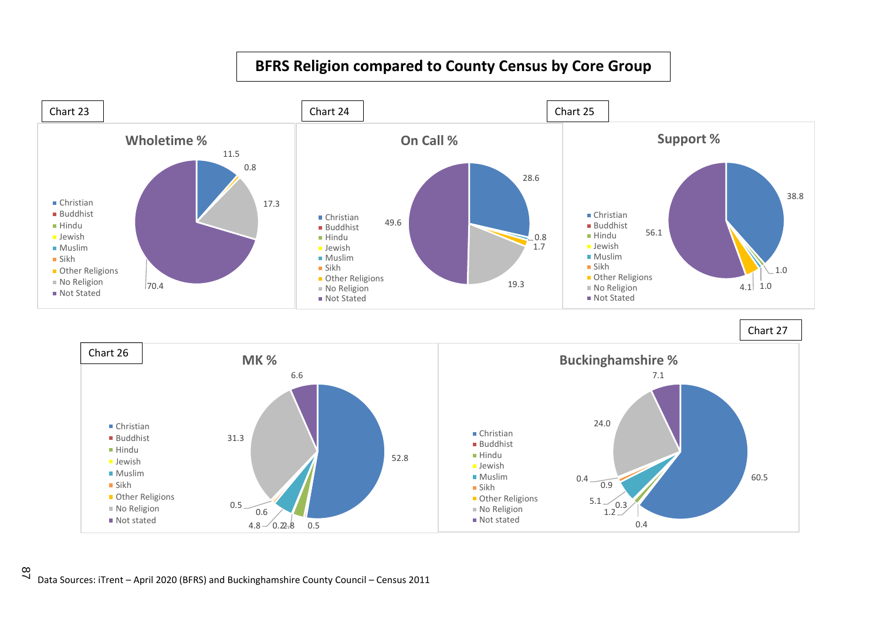# BFRS Religion compared to County Census by Core Group

Chart 23

**Wholetime %**

- Christian
- Buddhist
- Hindu
- Jewish
- Muslim
- Sikh
- Other Religions
- No Religion
- Not Stated

11.5
0.8
17.3
70.4

Chart 24

**On Call %**

- Christian
- Buddhist
- Hindu
- Jewish
- Muslim
- Sikh
- Other Religions
- No Religion
- Not Stated

28.6
0.8
1.7
19.3
49.6

Chart 25

**Support %**

- Christian
- Buddhist
- Hindu
- Jewish
- Muslim
- Sikh
- Other Religions
- No Religion
- Not Stated

38.8
1.0
1.0
4.1
56.1

Chart 26

**MK %**

- Christian
- Buddhist
- Hindu
- Jewish
- Muslim
- Sikh
- Other Religions
- No Religion
- Not stated

6.6
52.8
0.5
2.8
0.2
4.8
0.6
0.5
31.3

Chart 27

**Buckinghamshire %**

- Christian
- Buddhist
- Hindu
- Jewish
- Muslim
- Sikh
- Other Religions
- No Religion
- Not stated

7.1
60.5
0.4
1.2
0.3
5.1
0.9
0.4
24.0

Data Sources: iTrent – April 2020 (BFRS) and Buckinghamshire County Council – Census 2011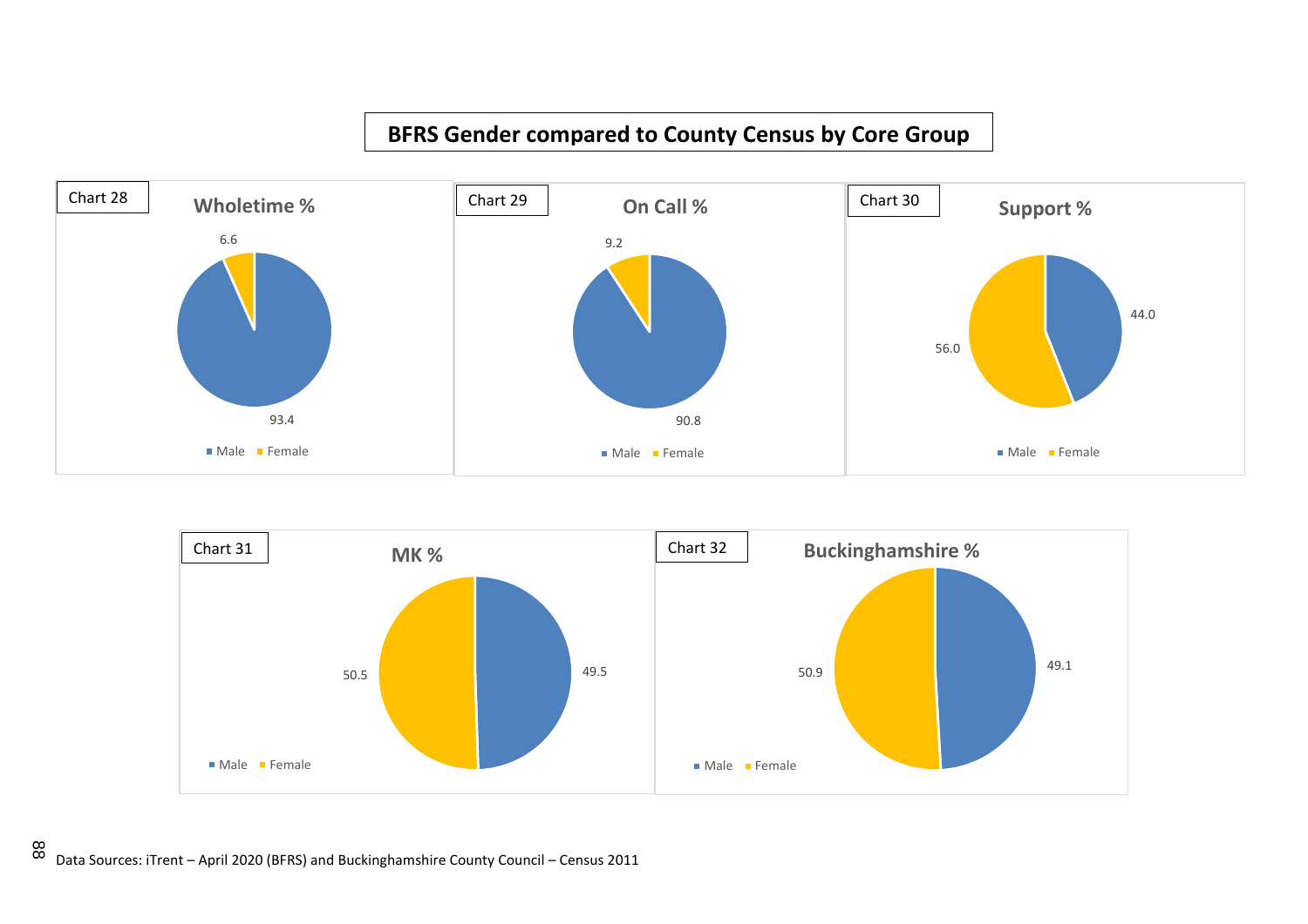## BFRS Gender compared to County Census by Core Group

Chart 28

**Wholetime %**

6.6

93.4

Male Female

Chart 29

**On Call %**

9.2

90.8

Male Female

Chart 30

**Support %**

44.0

56.0

Male Female

Chart 31

**MK %**

50.5

49.5

Male Female

Chart 32

**Buckinghamshire %**

50.9

49.1

Male Female

Data Sources: iTrent – April 2020 (BFRS) and Buckinghamshire County Council – Census 2011